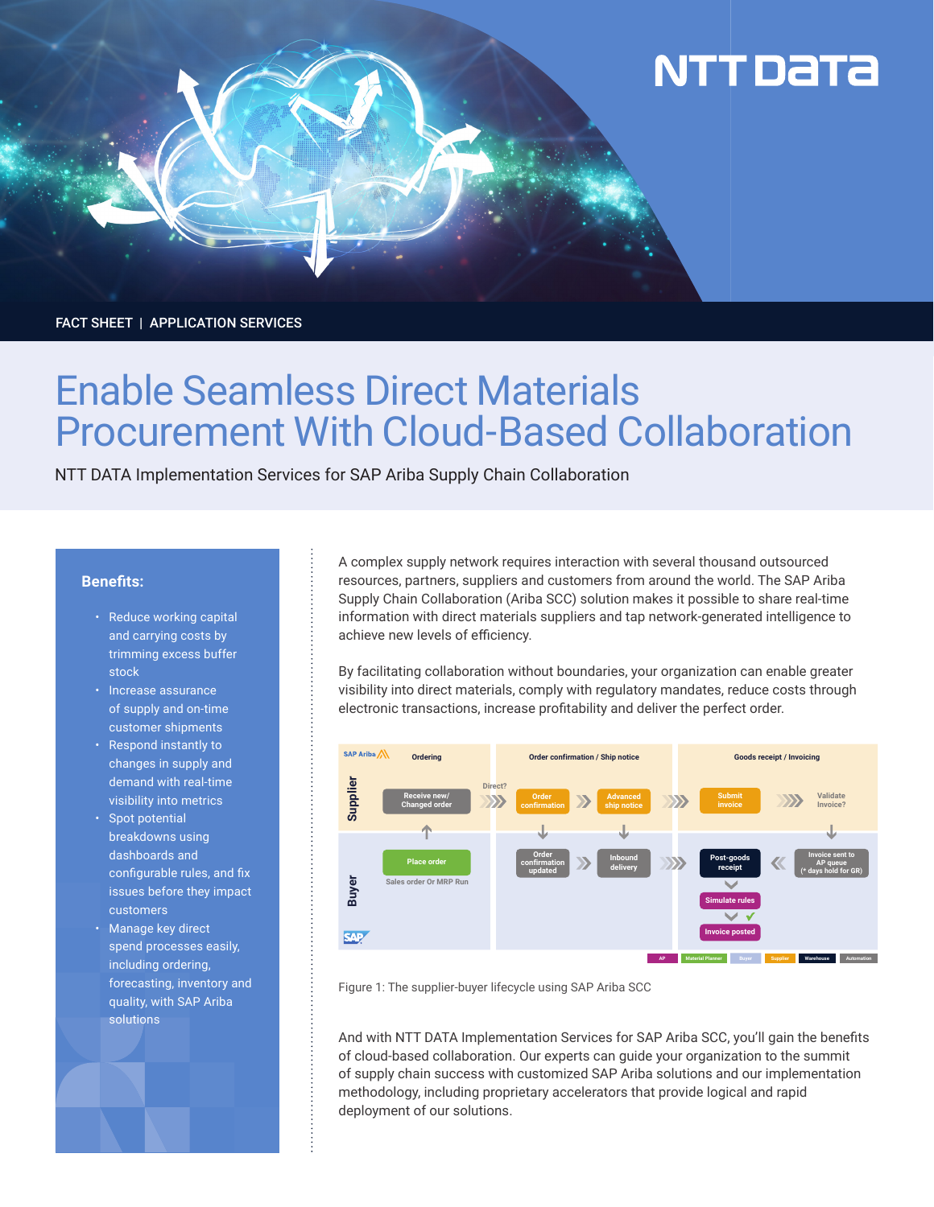FACT SHEET | APPLICATION SERVICES

# Enable Seamless Direct Materials Procurement With Cloud-Based Collaboration

NTT DATA Implementation Services for SAP Ariba Supply Chain Collaboration

### Benefits:

- Reduce working capital and carrying costs by trimming excess buffer stock
- Increase assurance of supply and on-time customer shipments
- Respond instantly to changes in supply and demand with real-time visibility into metrics
- Spot potential breakdowns using dashboards and configurable rules, and fix issues before they impact customers
- Manage key direct spend processes easily, including ordering, forecasting, inventory and quality, with SAP Ariba solutions

A complex supply network requires interaction with several thousand outsourced resources, partners, suppliers and customers from around the world. The SAP Ariba Supply Chain Collaboration (Ariba SCC) solution makes it possible to share real-time information with direct materials suppliers and tap network-generated intelligence to achieve new levels of efficiency.

By facilitating collaboration without boundaries, your organization can enable greater visibility into direct materials, comply with regulatory mandates, reduce costs through electronic transactions, increase profitability and deliver the perfect order.

Figure 1: The supplier-buyer lifecycle using SAP Ariba SCC

And with NTT DATA Implementation Services for SAP Ariba SCC, you'll gain the benefits of cloud-based collaboration. Our experts can guide your organization to the summit of supply chain success with customized SAP Ariba solutions and our implementation methodology, including proprietary accelerators that provide logical and rapid deployment of our solutions.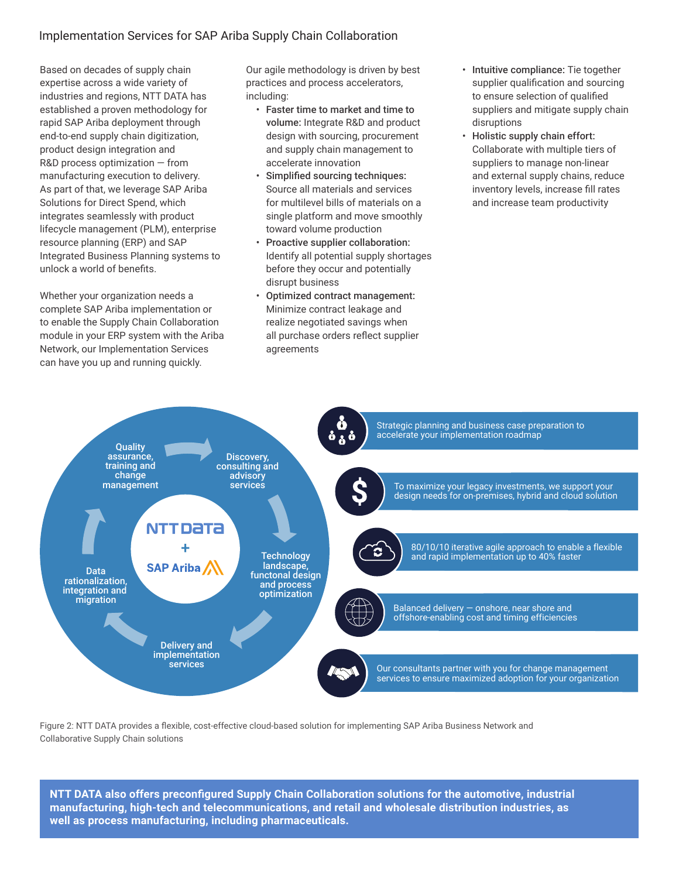## Implementation Services for SAP Ariba Supply Chain Collaboration

Based on decades of supply chain expertise across a wide variety of industries and regions, NTT DATA has established a proven methodology for rapid SAP Ariba deployment through end-to-end supply chain digitization, product design integration and R&D process optimization — from manufacturing execution to delivery. As part of that, we leverage SAP Ariba Solutions for Direct Spend, which integrates seamlessly with product lifecycle management (PLM), enterprise resource planning (ERP) and SAP Integrated Business Planning systems to unlock a world of benefits.

Whether your organization needs a complete SAP Ariba implementation or to enable the Supply Chain Collaboration module in your ERP system with the Ariba Network, our Implementation Services can have you up and running quickly.

Our agile methodology is driven by best practices and process accelerators, including:

- **Faster time to market and time to volume:** Integrate R&D and product design with sourcing, procurement and supply chain management to accelerate innovation
- **Simplified sourcing techniques:** Source all materials and services for multilevel bills of materials on a single platform and move smoothly toward volume production
- **Proactive supplier collaboration:** Identify all potential supply shortages before they occur and potentially disrupt business
- **Optimized contract management:** Minimize contract leakage and realize negotiated savings when all purchase orders reflect supplier agreements
- **Intuitive compliance:** Tie together supplier qualification and sourcing to ensure selection of qualified suppliers and mitigate supply chain disruptions
- **Holistic supply chain effort:** Collaborate with multiple tiers of suppliers to manage non-linear and external supply chains, reduce inventory levels, increase fill rates and increase team productivity

NTT DATA + SAP Ariba

- Discovery, consulting and advisory services
- Technology landscape, functonal design and process optimization
- Delivery and implementation services
- Data rationalization, integration and migration
- Quality assurance, training and change management

- Strategic planning and business case preparation to accelerate your implementation roadmap
- To maximize your legacy investments, we support your design needs for on-premises, hybrid and cloud solution
- 80/10/10 iterative agile approach to enable a flexible and rapid implementation up to 40% faster
- Balanced delivery — onshore, near shore and offshore-enabling cost and timing efficiencies
- Our consultants partner with you for change management services to ensure maximized adoption for your organization

Figure 2: NTT DATA provides a flexible, cost-effective cloud-based solution for implementing SAP Ariba Business Network and Collaborative Supply Chain solutions

**NTT DATA also offers preconfigured Supply Chain Collaboration solutions for the automotive, industrial manufacturing, high-tech and telecommunications, and retail and wholesale distribution industries, as well as process manufacturing, including pharmaceuticals.**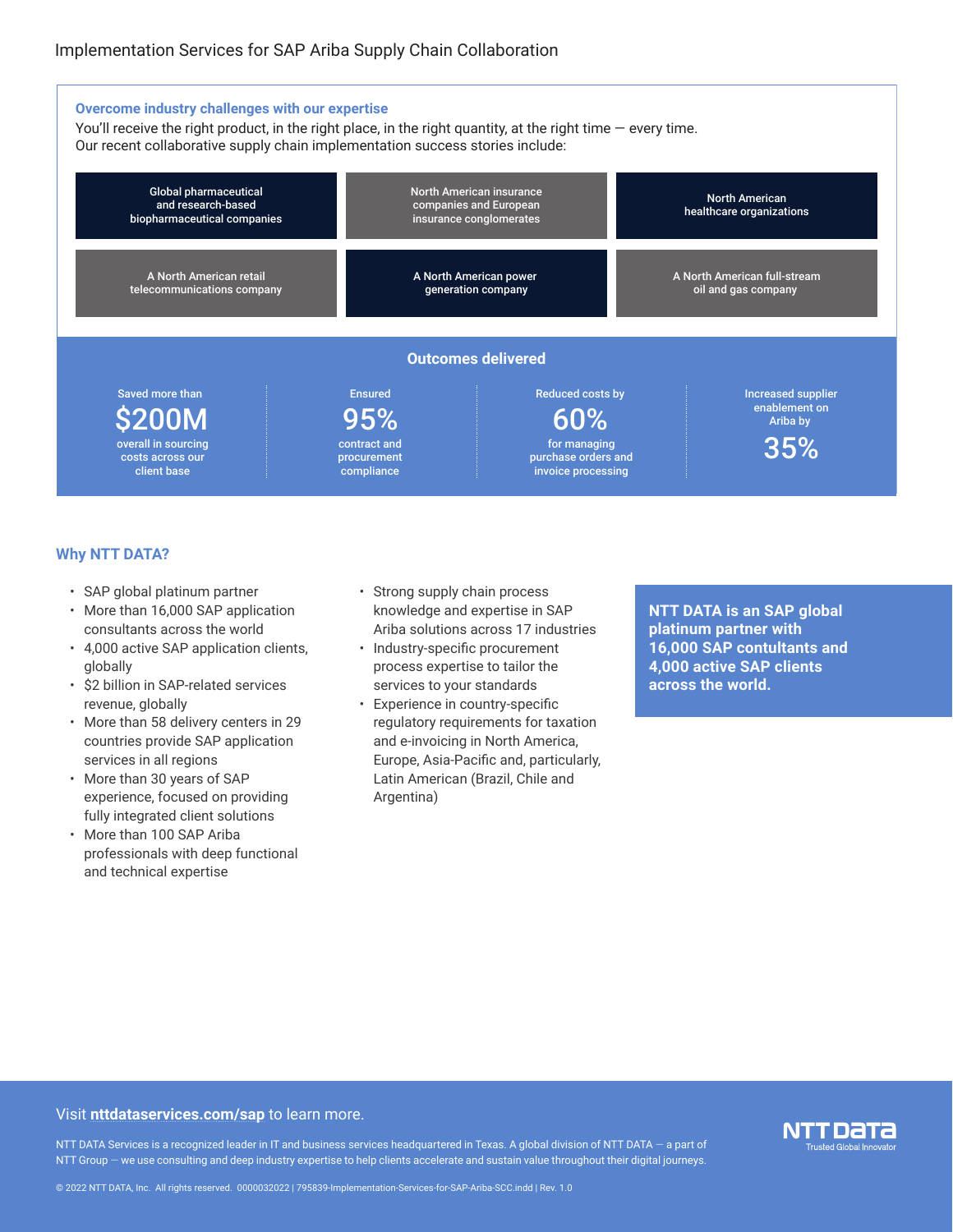Implementation Services for SAP Ariba Supply Chain Collaboration

## Overcome industry challenges with our expertise

You'll receive the right product, in the right place, in the right quantity, at the right time — every time. Our recent collaborative supply chain implementation success stories include:

- Global pharmaceutical and research-based biopharmaceutical companies
- North American insurance companies and European insurance conglomerates
- North American healthcare organizations
- A North American retail telecommunications company
- A North American power generation company
- A North American full-stream oil and gas company

## Outcomes delivered

Saved more than **$200M** overall in sourcing costs across our client base

Ensured **95%** contract and procurement compliance

Reduced costs by **60%** for managing purchase orders and invoice processing

Increased supplier enablement on Ariba by **35%**

## Why NTT DATA?

- SAP global platinum partner
- More than 16,000 SAP application consultants across the world
- 4,000 active SAP application clients, globally
- $2 billion in SAP-related services revenue, globally
- More than 58 delivery centers in 29 countries provide SAP application services in all regions
- More than 30 years of SAP experience, focused on providing fully integrated client solutions
- More than 100 SAP Ariba professionals with deep functional and technical expertise
- Strong supply chain process knowledge and expertise in SAP Ariba solutions across 17 industries
- Industry-specific procurement process expertise to tailor the services to your standards
- Experience in country-specific regulatory requirements for taxation and e-invoicing in North America, Europe, Asia-Pacific and, particularly, Latin American (Brazil, Chile and Argentina)

**NTT DATA is an SAP global platinum partner with 16,000 SAP contultants and 4,000 active SAP clients across the world.**

Visit **nttdataservices.com/sap** to learn more.

NTT DATA Services is a recognized leader in IT and business services headquartered in Texas. A global division of NTT DATA — a part of NTT Group — we use consulting and deep industry expertise to help clients accelerate and sustain value throughout their digital journeys.

NTT DATA
Trusted Global Innovator

© 2022 NTT DATA, Inc. All rights reserved. 0000032022 | 795839-Implementation-Services-for-SAP-Ariba-SCC.indd | Rev. 1.0